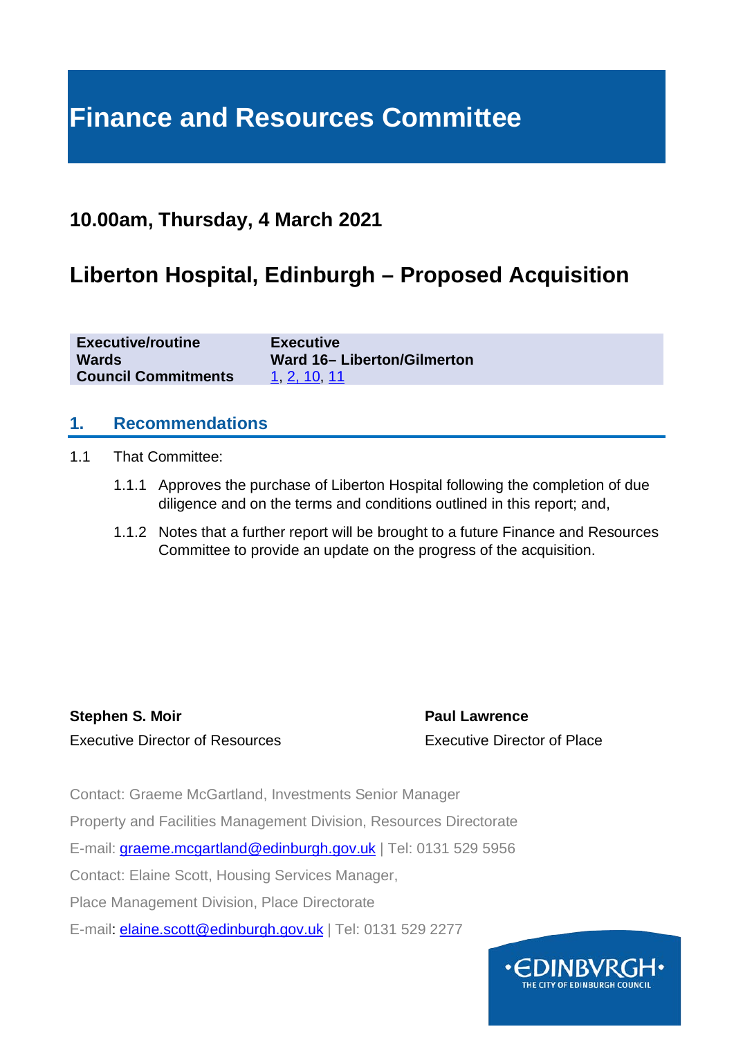# Finance and Resources Committee

## 10.00am, Thursday, 4 March 2021

## Liberton Hospital, Edinburgh – Proposed Acquisition

| | |
|---|---|
| **Executive/routine** | **Executive** |
| **Wards** | **Ward 16– Liberton/Gilmerton** |
| **Council Commitments** | 1, 2, 10, 11 |

### 1. Recommendations

1.1 That Committee:

1.1.1 Approves the purchase of Liberton Hospital following the completion of due diligence and on the terms and conditions outlined in this report; and,

1.1.2 Notes that a further report will be brought to a future Finance and Resources Committee to provide an update on the progress of the acquisition.

**Stephen S. Moir**

Executive Director of Resources

**Paul Lawrence**

Executive Director of Place

Contact: Graeme McGartland, Investments Senior Manager

Property and Facilities Management Division, Resources Directorate

E-mail: graeme.mcgartland@edinburgh.gov.uk | Tel: 0131 529 5956

Contact: Elaine Scott, Housing Services Manager,

Place Management Division, Place Directorate

E-mail: elaine.scott@edinburgh.gov.uk | Tel: 0131 529 2277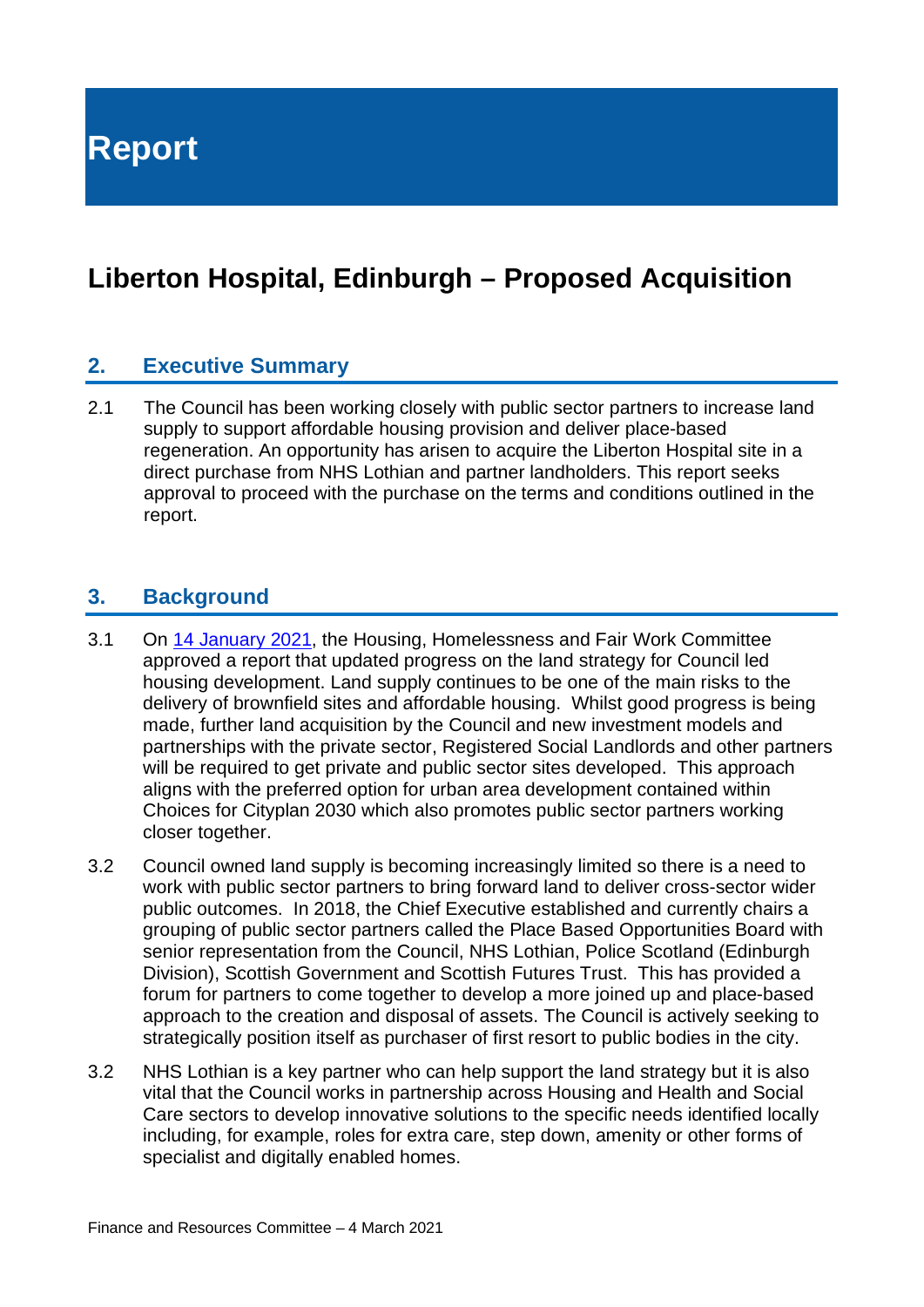# Report

## Liberton Hospital, Edinburgh – Proposed Acquisition

### 2. Executive Summary

2.1 The Council has been working closely with public sector partners to increase land supply to support affordable housing provision and deliver place-based regeneration. An opportunity has arisen to acquire the Liberton Hospital site in a direct purchase from NHS Lothian and partner landholders. This report seeks approval to proceed with the purchase on the terms and conditions outlined in the report.

### 3. Background

3.1 On [14 January 2021](), the Housing, Homelessness and Fair Work Committee approved a report that updated progress on the land strategy for Council led housing development. Land supply continues to be one of the main risks to the delivery of brownfield sites and affordable housing. Whilst good progress is being made, further land acquisition by the Council and new investment models and partnerships with the private sector, Registered Social Landlords and other partners will be required to get private and public sector sites developed. This approach aligns with the preferred option for urban area development contained within Choices for Cityplan 2030 which also promotes public sector partners working closer together.

3.2 Council owned land supply is becoming increasingly limited so there is a need to work with public sector partners to bring forward land to deliver cross-sector wider public outcomes. In 2018, the Chief Executive established and currently chairs a grouping of public sector partners called the Place Based Opportunities Board with senior representation from the Council, NHS Lothian, Police Scotland (Edinburgh Division), Scottish Government and Scottish Futures Trust. This has provided a forum for partners to come together to develop a more joined up and place-based approach to the creation and disposal of assets. The Council is actively seeking to strategically position itself as purchaser of first resort to public bodies in the city.

3.2 NHS Lothian is a key partner who can help support the land strategy but it is also vital that the Council works in partnership across Housing and Health and Social Care sectors to develop innovative solutions to the specific needs identified locally including, for example, roles for extra care, step down, amenity or other forms of specialist and digitally enabled homes.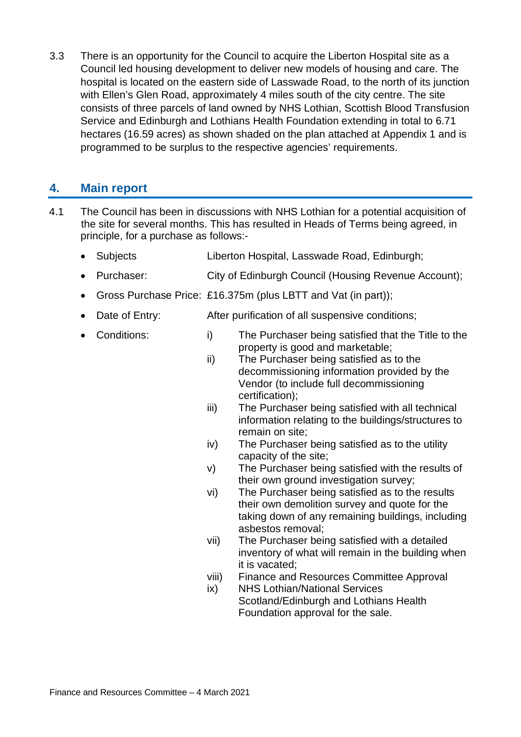3.3 There is an opportunity for the Council to acquire the Liberton Hospital site as a Council led housing development to deliver new models of housing and care. The hospital is located on the eastern side of Lasswade Road, to the north of its junction with Ellen's Glen Road, approximately 4 miles south of the city centre. The site consists of three parcels of land owned by NHS Lothian, Scottish Blood Transfusion Service and Edinburgh and Lothians Health Foundation extending in total to 6.71 hectares (16.59 acres) as shown shaded on the plan attached at Appendix 1 and is programmed to be surplus to the respective agencies' requirements.

## 4. Main report

4.1 The Council has been in discussions with NHS Lothian for a potential acquisition of the site for several months. This has resulted in Heads of Terms being agreed, in principle, for a purchase as follows:-

- Subjects: Liberton Hospital, Lasswade Road, Edinburgh;
- Purchaser: City of Edinburgh Council (Housing Revenue Account);
- Gross Purchase Price: £16.375m (plus LBTT and Vat (in part));
- Date of Entry: After purification of all suspensive conditions;
- Conditions:
  - i) The Purchaser being satisfied that the Title to the property is good and marketable;
  - ii) The Purchaser being satisfied as to the decommissioning information provided by the Vendor (to include full decommissioning certification);
  - iii) The Purchaser being satisfied with all technical information relating to the buildings/structures to remain on site;
  - iv) The Purchaser being satisfied as to the utility capacity of the site;
  - v) The Purchaser being satisfied with the results of their own ground investigation survey;
  - vi) The Purchaser being satisfied as to the results their own demolition survey and quote for the taking down of any remaining buildings, including asbestos removal;
  - vii) The Purchaser being satisfied with a detailed inventory of what will remain in the building when it is vacated;
  - viii) Finance and Resources Committee Approval
  - ix) NHS Lothian/National Services Scotland/Edinburgh and Lothians Health Foundation approval for the sale.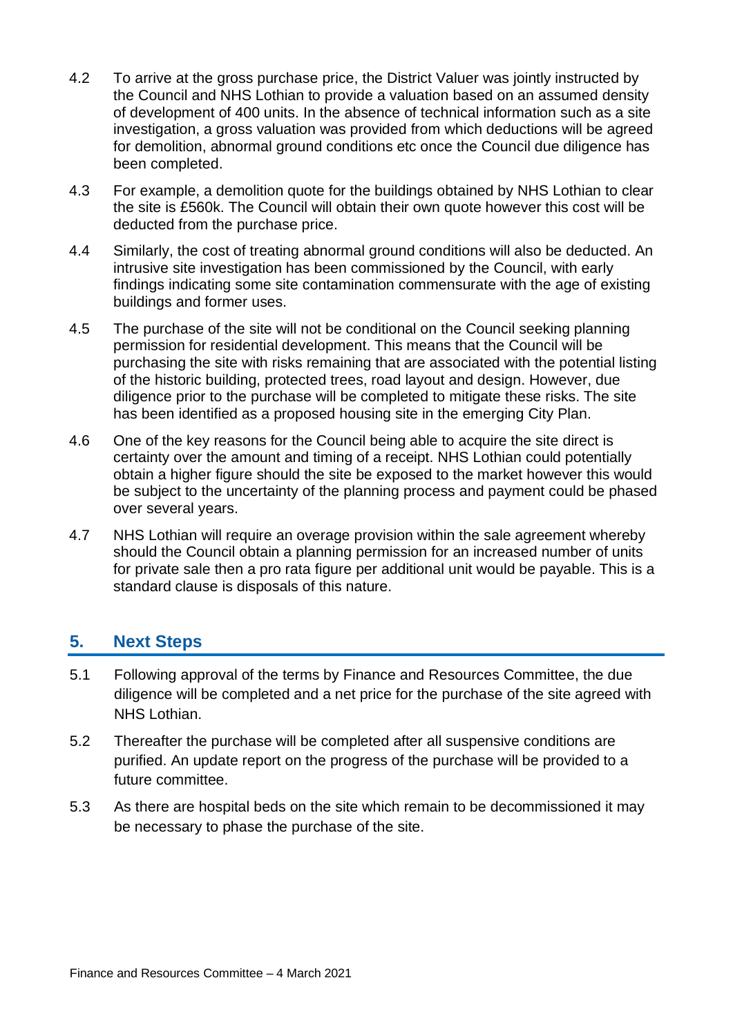4.2 To arrive at the gross purchase price, the District Valuer was jointly instructed by the Council and NHS Lothian to provide a valuation based on an assumed density of development of 400 units. In the absence of technical information such as a site investigation, a gross valuation was provided from which deductions will be agreed for demolition, abnormal ground conditions etc once the Council due diligence has been completed.

4.3 For example, a demolition quote for the buildings obtained by NHS Lothian to clear the site is £560k. The Council will obtain their own quote however this cost will be deducted from the purchase price.

4.4 Similarly, the cost of treating abnormal ground conditions will also be deducted. An intrusive site investigation has been commissioned by the Council, with early findings indicating some site contamination commensurate with the age of existing buildings and former uses.

4.5 The purchase of the site will not be conditional on the Council seeking planning permission for residential development. This means that the Council will be purchasing the site with risks remaining that are associated with the potential listing of the historic building, protected trees, road layout and design. However, due diligence prior to the purchase will be completed to mitigate these risks. The site has been identified as a proposed housing site in the emerging City Plan.

4.6 One of the key reasons for the Council being able to acquire the site direct is certainty over the amount and timing of a receipt. NHS Lothian could potentially obtain a higher figure should the site be exposed to the market however this would be subject to the uncertainty of the planning process and payment could be phased over several years.

4.7 NHS Lothian will require an overage provision within the sale agreement whereby should the Council obtain a planning permission for an increased number of units for private sale then a pro rata figure per additional unit would be payable. This is a standard clause is disposals of this nature.

## 5. Next Steps

5.1 Following approval of the terms by Finance and Resources Committee, the due diligence will be completed and a net price for the purchase of the site agreed with NHS Lothian.

5.2 Thereafter the purchase will be completed after all suspensive conditions are purified. An update report on the progress of the purchase will be provided to a future committee.

5.3 As there are hospital beds on the site which remain to be decommissioned it may be necessary to phase the purchase of the site.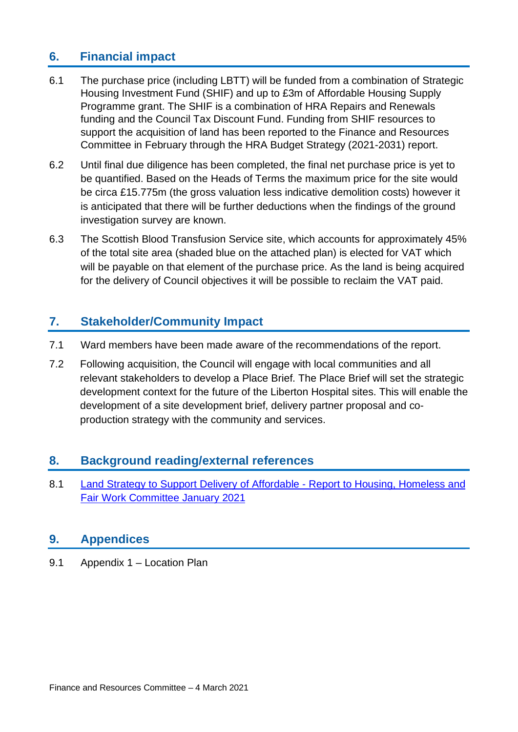## 6. Financial impact

6.1 The purchase price (including LBTT) will be funded from a combination of Strategic Housing Investment Fund (SHIF) and up to £3m of Affordable Housing Supply Programme grant. The SHIF is a combination of HRA Repairs and Renewals funding and the Council Tax Discount Fund. Funding from SHIF resources to support the acquisition of land has been reported to the Finance and Resources Committee in February through the HRA Budget Strategy (2021-2031) report.

6.2 Until final due diligence has been completed, the final net purchase price is yet to be quantified. Based on the Heads of Terms the maximum price for the site would be circa £15.775m (the gross valuation less indicative demolition costs) however it is anticipated that there will be further deductions when the findings of the ground investigation survey are known.

6.3 The Scottish Blood Transfusion Service site, which accounts for approximately 45% of the total site area (shaded blue on the attached plan) is elected for VAT which will be payable on that element of the purchase price. As the land is being acquired for the delivery of Council objectives it will be possible to reclaim the VAT paid.

## 7. Stakeholder/Community Impact

7.1 Ward members have been made aware of the recommendations of the report.

7.2 Following acquisition, the Council will engage with local communities and all relevant stakeholders to develop a Place Brief. The Place Brief will set the strategic development context for the future of the Liberton Hospital sites. This will enable the development of a site development brief, delivery partner proposal and co-production strategy with the community and services.

## 8. Background reading/external references

8.1 Land Strategy to Support Delivery of Affordable - Report to Housing, Homeless and Fair Work Committee January 2021

## 9. Appendices

9.1 Appendix 1 – Location Plan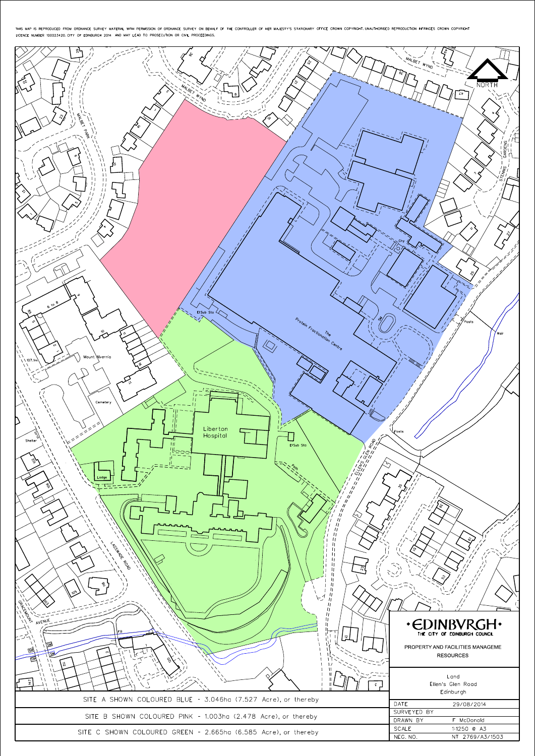THIS MAP IS REPRODUCED FROM ORDNANCE SURVEY MATERIAL WITH PERMISSION OF ORDNANCE SURVEY ON BEHALF OF THE CONTROLLER OF HER MAJESTY'S STATIONARY OFFICE CROWN COPYRIGHT. UNAUTHORISED REPRODUCTION INFRINGES CROWN COPYRIGHT LICENCE NUMBER 100023420. CITY OF EDINBURGH 2014 AND MAY LEAD TO PROSECUTION OR CIVIL PROCEEDINGS.

NORTH

MALBET WYND
MALBET PARK
STENNIS GARDENS
The Protein Fractionation Centre
Mount Vernon
Cemetery
Liberton Hospital
ELLEN'S GLEN ROAD
LASSWADE ROAD
GRACEMOUNT AVENUE

SITE A SHOWN COLOURED BLUE - 3.046ha (7.527 Acre), or thereby

SITE B SHOWN COLOURED PINK - 1.003ha (2.478 Acre), or thereby

SITE C SHOWN COLOURED GREEN - 2.665ha (6.585 Acre), or thereby

**EDINBVRGH**
THE CITY OF EDINBURGH COUNCIL

PROPERTY AND FACILITIES MANAGEME
RESOURCES

Land
Ellen's Glen Road
Edinburgh

| | |
|---|---|
| DATE | 29/08/2014 |
| SURVEYED BY | |
| DRAWN BY | F McDonald |
| SCALE | 1:1250 @ A3 |
| NEG. NO. | NT 2769/A3/1503 |